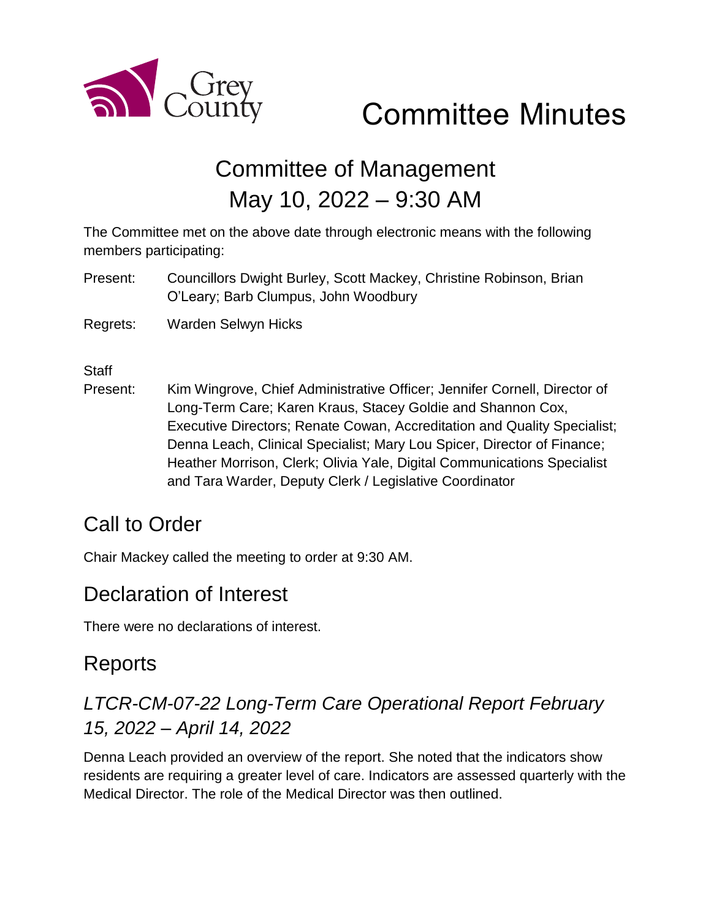# Committee Minutes

## Committee of Management
## May 10, 2022 – 9:30 AM

The Committee met on the above date through electronic means with the following members participating:

Present: Councillors Dwight Burley, Scott Mackey, Christine Robinson, Brian O'Leary; Barb Clumpus, John Woodbury

Regrets: Warden Selwyn Hicks

Staff Present: Kim Wingrove, Chief Administrative Officer; Jennifer Cornell, Director of Long-Term Care; Karen Kraus, Stacey Goldie and Shannon Cox, Executive Directors; Renate Cowan, Accreditation and Quality Specialist; Denna Leach, Clinical Specialist; Mary Lou Spicer, Director of Finance; Heather Morrison, Clerk; Olivia Yale, Digital Communications Specialist and Tara Warder, Deputy Clerk / Legislative Coordinator

## Call to Order

Chair Mackey called the meeting to order at 9:30 AM.

## Declaration of Interest

There were no declarations of interest.

## Reports

### *LTCR-CM-07-22 Long-Term Care Operational Report February 15, 2022 – April 14, 2022*

Denna Leach provided an overview of the report. She noted that the indicators show residents are requiring a greater level of care. Indicators are assessed quarterly with the Medical Director. The role of the Medical Director was then outlined.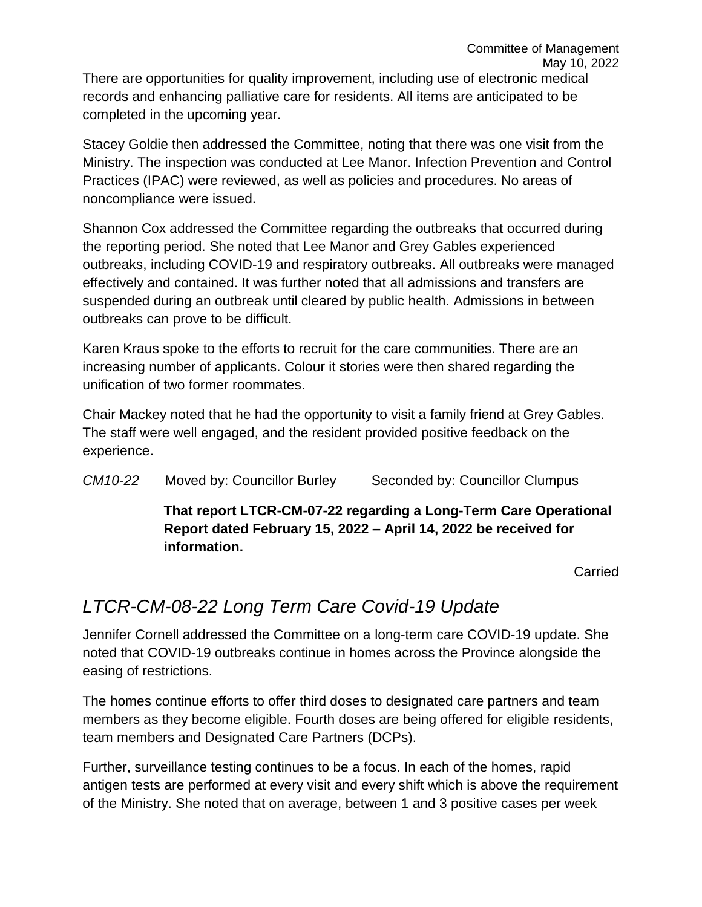There are opportunities for quality improvement, including use of electronic medical records and enhancing palliative care for residents. All items are anticipated to be completed in the upcoming year.

Stacey Goldie then addressed the Committee, noting that there was one visit from the Ministry. The inspection was conducted at Lee Manor. Infection Prevention and Control Practices (IPAC) were reviewed, as well as policies and procedures. No areas of noncompliance were issued.

Shannon Cox addressed the Committee regarding the outbreaks that occurred during the reporting period. She noted that Lee Manor and Grey Gables experienced outbreaks, including COVID-19 and respiratory outbreaks. All outbreaks were managed effectively and contained. It was further noted that all admissions and transfers are suspended during an outbreak until cleared by public health. Admissions in between outbreaks can prove to be difficult.

Karen Kraus spoke to the efforts to recruit for the care communities. There are an increasing number of applicants. Colour it stories were then shared regarding the unification of two former roommates.

Chair Mackey noted that he had the opportunity to visit a family friend at Grey Gables. The staff were well engaged, and the resident provided positive feedback on the experience.

*CM10-22* Moved by: Councillor Burley Seconded by: Councillor Clumpus

**That report LTCR-CM-07-22 regarding a Long-Term Care Operational Report dated February 15, 2022 – April 14, 2022 be received for information.**

Carried

## *LTCR-CM-08-22 Long Term Care Covid-19 Update*

Jennifer Cornell addressed the Committee on a long-term care COVID-19 update. She noted that COVID-19 outbreaks continue in homes across the Province alongside the easing of restrictions.

The homes continue efforts to offer third doses to designated care partners and team members as they become eligible. Fourth doses are being offered for eligible residents, team members and Designated Care Partners (DCPs).

Further, surveillance testing continues to be a focus. In each of the homes, rapid antigen tests are performed at every visit and every shift which is above the requirement of the Ministry. She noted that on average, between 1 and 3 positive cases per week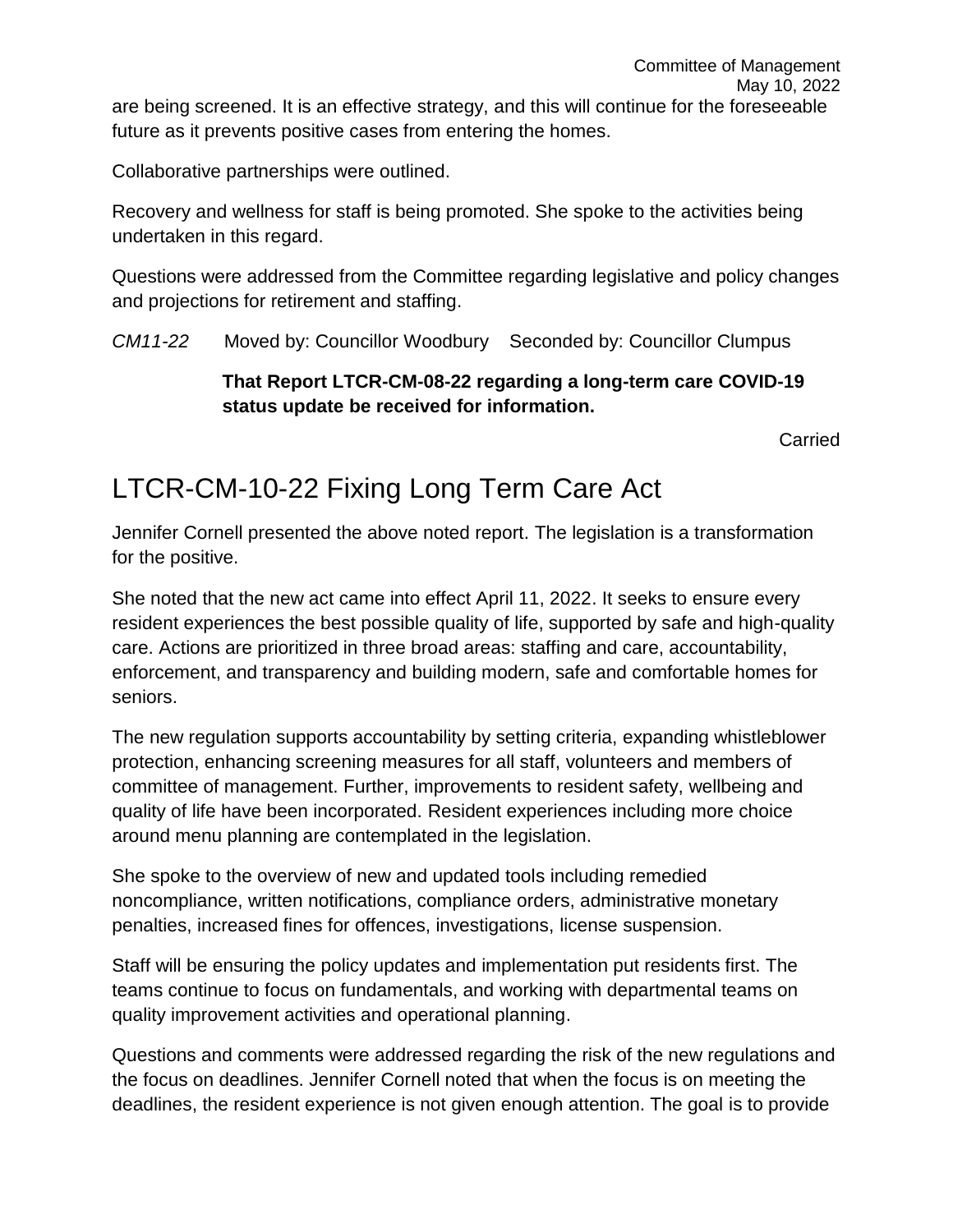are being screened. It is an effective strategy, and this will continue for the foreseeable future as it prevents positive cases from entering the homes.

Collaborative partnerships were outlined.

Recovery and wellness for staff is being promoted. She spoke to the activities being undertaken in this regard.

Questions were addressed from the Committee regarding legislative and policy changes and projections for retirement and staffing.

*CM11-22* Moved by: Councillor Woodbury Seconded by: Councillor Clumpus

**That Report LTCR-CM-08-22 regarding a long-term care COVID-19 status update be received for information.**

Carried

# LTCR-CM-10-22 Fixing Long Term Care Act

Jennifer Cornell presented the above noted report. The legislation is a transformation for the positive.

She noted that the new act came into effect April 11, 2022. It seeks to ensure every resident experiences the best possible quality of life, supported by safe and high-quality care. Actions are prioritized in three broad areas: staffing and care, accountability, enforcement, and transparency and building modern, safe and comfortable homes for seniors.

The new regulation supports accountability by setting criteria, expanding whistleblower protection, enhancing screening measures for all staff, volunteers and members of committee of management. Further, improvements to resident safety, wellbeing and quality of life have been incorporated. Resident experiences including more choice around menu planning are contemplated in the legislation.

She spoke to the overview of new and updated tools including remedied noncompliance, written notifications, compliance orders, administrative monetary penalties, increased fines for offences, investigations, license suspension.

Staff will be ensuring the policy updates and implementation put residents first. The teams continue to focus on fundamentals, and working with departmental teams on quality improvement activities and operational planning.

Questions and comments were addressed regarding the risk of the new regulations and the focus on deadlines. Jennifer Cornell noted that when the focus is on meeting the deadlines, the resident experience is not given enough attention. The goal is to provide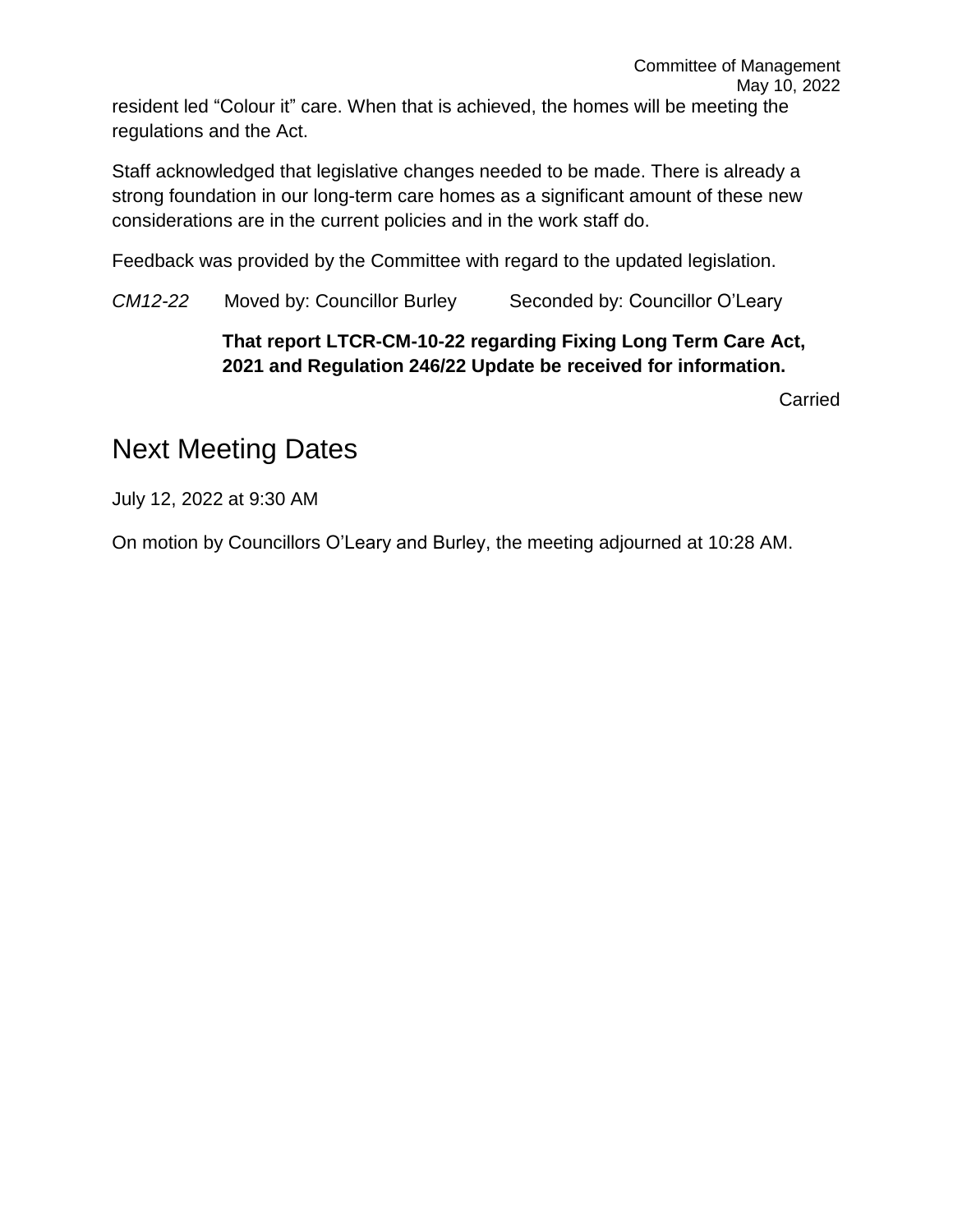resident led “Colour it” care. When that is achieved, the homes will be meeting the regulations and the Act.

Staff acknowledged that legislative changes needed to be made. There is already a strong foundation in our long-term care homes as a significant amount of these new considerations are in the current policies and in the work staff do.

Feedback was provided by the Committee with regard to the updated legislation.

*CM12-22* Moved by: Councillor Burley Seconded by: Councillor O’Leary

**That report LTCR-CM-10-22 regarding Fixing Long Term Care Act, 2021 and Regulation 246/22 Update be received for information.**

Carried

# Next Meeting Dates

July 12, 2022 at 9:30 AM

On motion by Councillors O’Leary and Burley, the meeting adjourned at 10:28 AM.